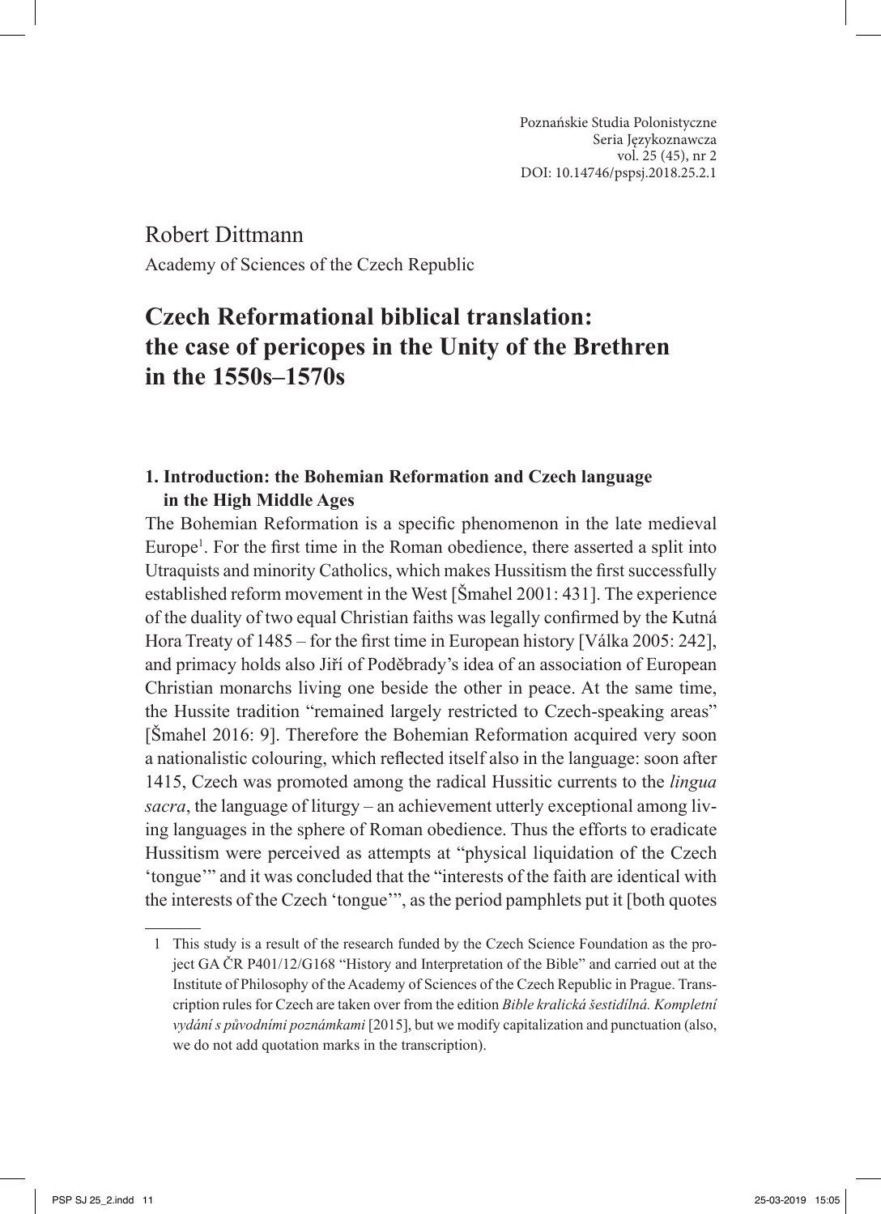Poznańskie Studia Polonistyczne
Seria Językoznawcza
vol. 25 (45), nr 2
DOI: 10.14746/pspsj.2018.25.2.1

Robert Dittmann

Academy of Sciences of the Czech Republic

# Czech Reformational biblical translation: the case of pericopes in the Unity of the Brethren in the 1550s–1570s

## 1. Introduction: the Bohemian Reformation and Czech language in the High Middle Ages

The Bohemian Reformation is a specific phenomenon in the late medieval Europe[1]. For the first time in the Roman obedience, there asserted a split into Utraquists and minority Catholics, which makes Hussitism the first successfully established reform movement in the West [Šmahel 2001: 431]. The experience of the duality of two equal Christian faiths was legally confirmed by the Kutná Hora Treaty of 1485 – for the first time in European history [Válka 2005: 242], and primacy holds also Jiří of Poděbrady's idea of an association of European Christian monarchs living one beside the other in peace. At the same time, the Hussite tradition "remained largely restricted to Czech-speaking areas" [Šmahel 2016: 9]. Therefore the Bohemian Reformation acquired very soon a nationalistic colouring, which reflected itself also in the language: soon after 1415, Czech was promoted among the radical Hussitic currents to the *lingua sacra*, the language of liturgy – an achievement utterly exceptional among living languages in the sphere of Roman obedience. Thus the efforts to eradicate Hussitism were perceived as attempts at "physical liquidation of the Czech 'tongue'" and it was concluded that the "interests of the faith are identical with the interests of the Czech 'tongue'", as the period pamphlets put it [both quotes

---

1 This study is a result of the research funded by the Czech Science Foundation as the project GA ČR P401/12/G168 "History and Interpretation of the Bible" and carried out at the Institute of Philosophy of the Academy of Sciences of the Czech Republic in Prague. Transcription rules for Czech are taken over from the edition *Bible kralická šestidílná. Kompletní vydání s původními poznámkami* [2015], but we modify capitalization and punctuation (also, we do not add quotation marks in the transcription).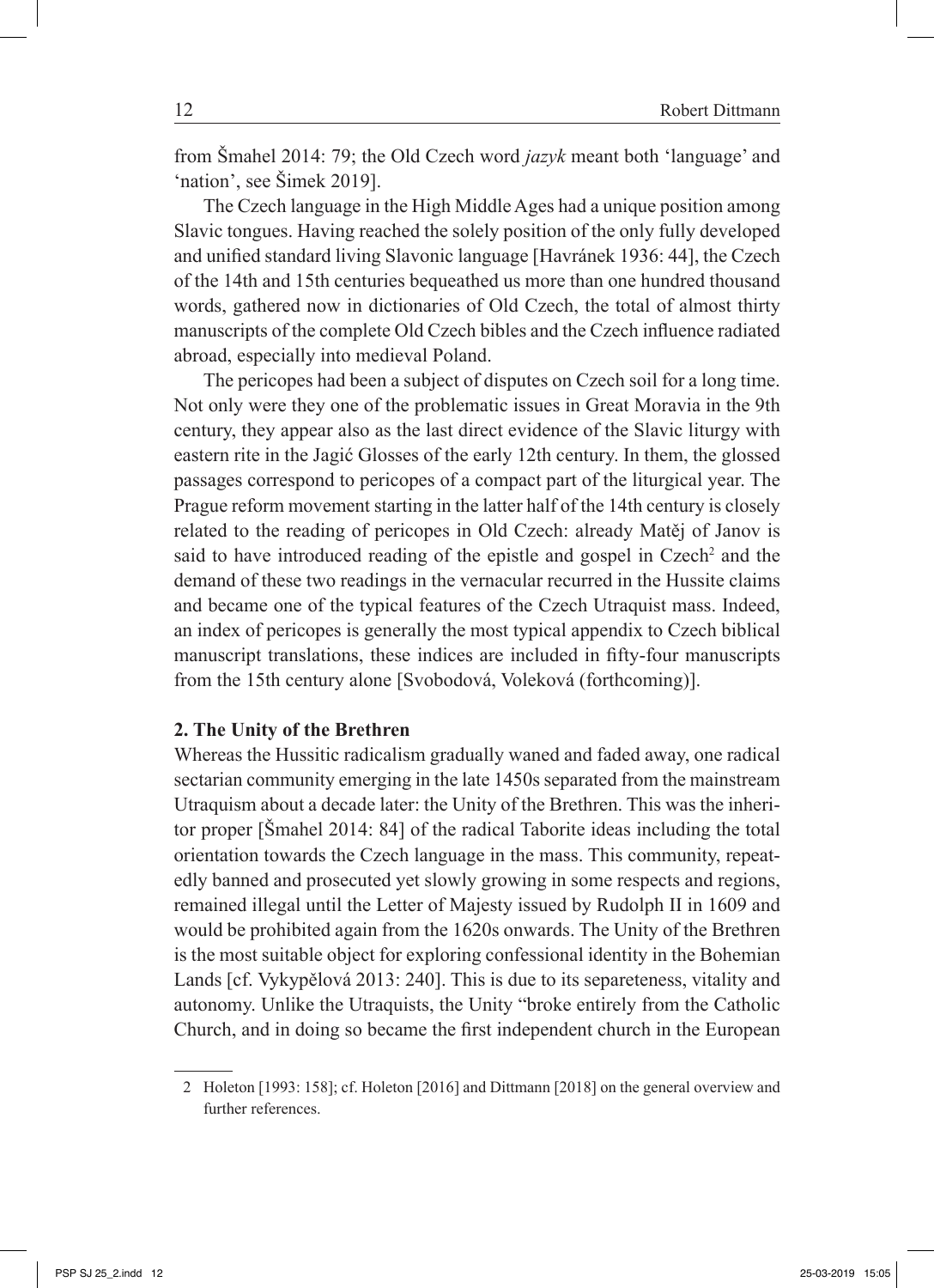from Šmahel 2014: 79; the Old Czech word *jazyk* meant both 'language' and 'nation', see Šimek 2019].

The Czech language in the High Middle Ages had a unique position among Slavic tongues. Having reached the solely position of the only fully developed and unified standard living Slavonic language [Havránek 1936: 44], the Czech of the 14th and 15th centuries bequeathed us more than one hundred thousand words, gathered now in dictionaries of Old Czech, the total of almost thirty manuscripts of the complete Old Czech bibles and the Czech influence radiated abroad, especially into medieval Poland.

The pericopes had been a subject of disputes on Czech soil for a long time. Not only were they one of the problematic issues in Great Moravia in the 9th century, they appear also as the last direct evidence of the Slavic liturgy with eastern rite in the Jagić Glosses of the early 12th century. In them, the glossed passages correspond to pericopes of a compact part of the liturgical year. The Prague reform movement starting in the latter half of the 14th century is closely related to the reading of pericopes in Old Czech: already Matěj of Janov is said to have introduced reading of the epistle and gospel in Czech[2] and the demand of these two readings in the vernacular recurred in the Hussite claims and became one of the typical features of the Czech Utraquist mass. Indeed, an index of pericopes is generally the most typical appendix to Czech biblical manuscript translations, these indices are included in fifty-four manuscripts from the 15th century alone [Svobodová, Voleková (forthcoming)].

## 2. The Unity of the Brethren

Whereas the Hussitic radicalism gradually waned and faded away, one radical sectarian community emerging in the late 1450s separated from the mainstream Utraquism about a decade later: the Unity of the Brethren. This was the inheritor proper [Šmahel 2014: 84] of the radical Taborite ideas including the total orientation towards the Czech language in the mass. This community, repeatedly banned and prosecuted yet slowly growing in some respects and regions, remained illegal until the Letter of Majesty issued by Rudolph II in 1609 and would be prohibited again from the 1620s onwards. The Unity of the Brethren is the most suitable object for exploring confessional identity in the Bohemian Lands [cf. Vykypělová 2013: 240]. This is due to its separeteness, vitality and autonomy. Unlike the Utraquists, the Unity "broke entirely from the Catholic Church, and in doing so became the first independent church in the European

---

2 Holeton [1993: 158]; cf. Holeton [2016] and Dittmann [2018] on the general overview and further references.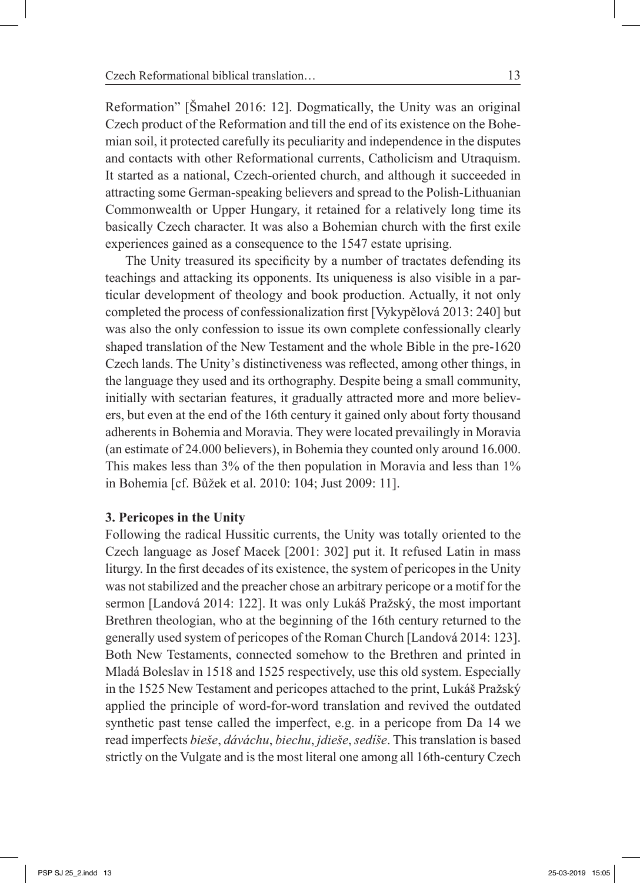Reformation" [Šmahel 2016: 12]. Dogmatically, the Unity was an original Czech product of the Reformation and till the end of its existence on the Bohemian soil, it protected carefully its peculiarity and independence in the disputes and contacts with other Reformational currents, Catholicism and Utraquism. It started as a national, Czech-oriented church, and although it succeeded in attracting some German-speaking believers and spread to the Polish-Lithuanian Commonwealth or Upper Hungary, it retained for a relatively long time its basically Czech character. It was also a Bohemian church with the first exile experiences gained as a consequence to the 1547 estate uprising.

The Unity treasured its specificity by a number of tractates defending its teachings and attacking its opponents. Its uniqueness is also visible in a particular development of theology and book production. Actually, it not only completed the process of confessionalization first [Vykypělová 2013: 240] but was also the only confession to issue its own complete confessionally clearly shaped translation of the New Testament and the whole Bible in the pre-1620 Czech lands. The Unity's distinctiveness was reflected, among other things, in the language they used and its orthography. Despite being a small community, initially with sectarian features, it gradually attracted more and more believers, but even at the end of the 16th century it gained only about forty thousand adherents in Bohemia and Moravia. They were located prevailingly in Moravia (an estimate of 24.000 believers), in Bohemia they counted only around 16.000. This makes less than 3% of the then population in Moravia and less than 1% in Bohemia [cf. Bůžek et al. 2010: 104; Just 2009: 11].

### 3. Pericopes in the Unity

Following the radical Hussitic currents, the Unity was totally oriented to the Czech language as Josef Macek [2001: 302] put it. It refused Latin in mass liturgy. In the first decades of its existence, the system of pericopes in the Unity was not stabilized and the preacher chose an arbitrary pericope or a motif for the sermon [Landová 2014: 122]. It was only Lukáš Pražský, the most important Brethren theologian, who at the beginning of the 16th century returned to the generally used system of pericopes of the Roman Church [Landová 2014: 123]. Both New Testaments, connected somehow to the Brethren and printed in Mladá Boleslav in 1518 and 1525 respectively, use this old system. Especially in the 1525 New Testament and pericopes attached to the print, Lukáš Pražský applied the principle of word-for-word translation and revived the outdated synthetic past tense called the imperfect, e.g. in a pericope from Da 14 we read imperfects *bieše*, *dáváchu*, *biechu*, *jdieše*, *sedíše*. This translation is based strictly on the Vulgate and is the most literal one among all 16th-century Czech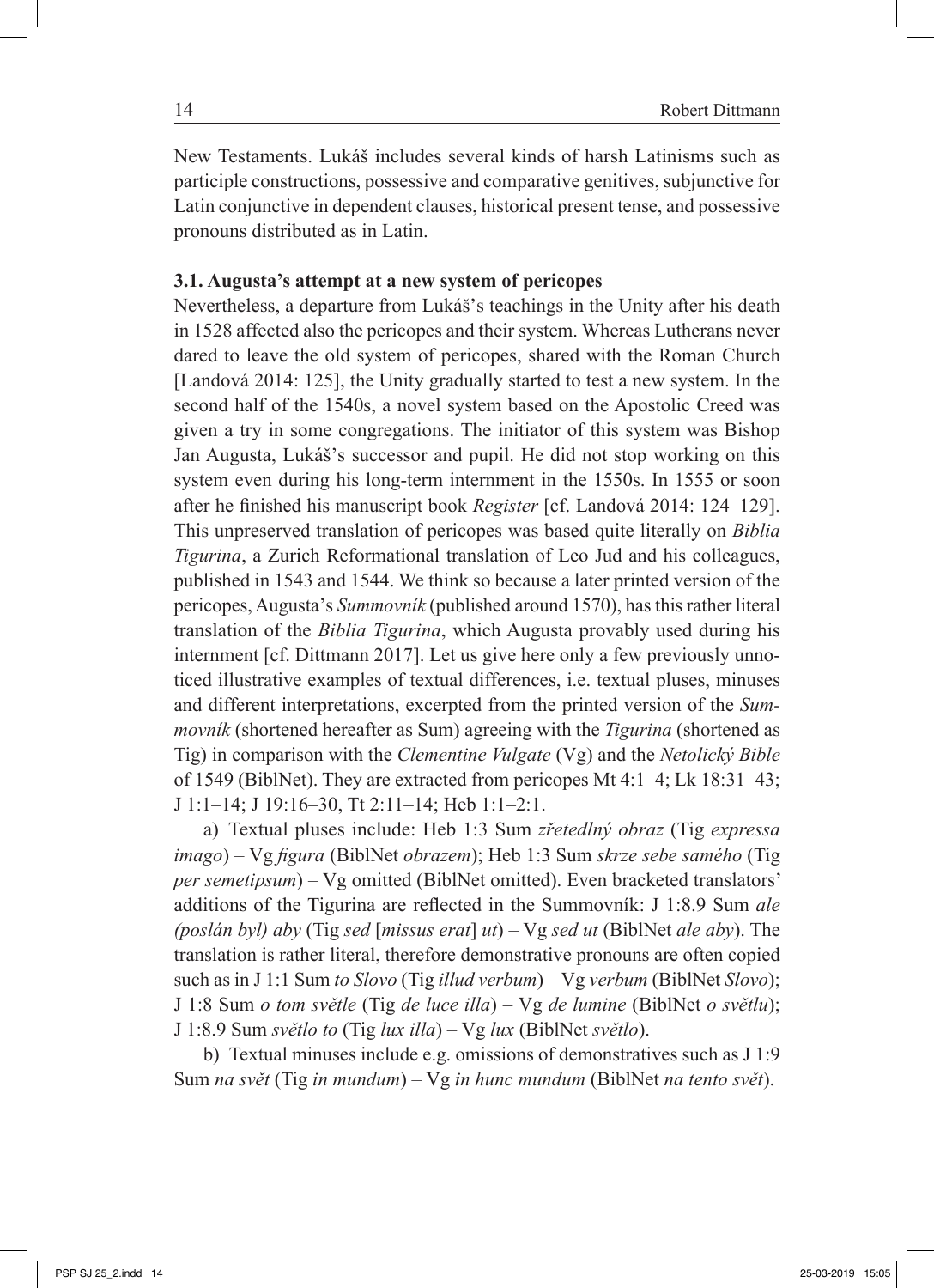New Testaments. Lukáš includes several kinds of harsh Latinisms such as participle constructions, possessive and comparative genitives, subjunctive for Latin conjunctive in dependent clauses, historical present tense, and possessive pronouns distributed as in Latin.

### 3.1. Augusta's attempt at a new system of pericopes

Nevertheless, a departure from Lukáš's teachings in the Unity after his death in 1528 affected also the pericopes and their system. Whereas Lutherans never dared to leave the old system of pericopes, shared with the Roman Church [Landová 2014: 125], the Unity gradually started to test a new system. In the second half of the 1540s, a novel system based on the Apostolic Creed was given a try in some congregations. The initiator of this system was Bishop Jan Augusta, Lukáš's successor and pupil. He did not stop working on this system even during his long-term internment in the 1550s. In 1555 or soon after he finished his manuscript book *Register* [cf. Landová 2014: 124–129]. This unpreserved translation of pericopes was based quite literally on *Biblia Tigurina*, a Zurich Reformational translation of Leo Jud and his colleagues, published in 1543 and 1544. We think so because a later printed version of the pericopes, Augusta's *Summovník* (published around 1570), has this rather literal translation of the *Biblia Tigurina*, which Augusta provably used during his internment [cf. Dittmann 2017]. Let us give here only a few previously unnoticed illustrative examples of textual differences, i.e. textual pluses, minuses and different interpretations, excerpted from the printed version of the *Summovník* (shortened hereafter as Sum) agreeing with the *Tigurina* (shortened as Tig) in comparison with the *Clementine Vulgate* (Vg) and the *Netolický Bible* of 1549 (BiblNet). They are extracted from pericopes Mt 4:1–4; Lk 18:31–43; J 1:1–14; J 19:16–30, Tt 2:11–14; Heb 1:1–2:1.

a) Textual pluses include: Heb 1:3 Sum *zřetedlný obraz* (Tig *expressa imago*) – Vg *figura* (BiblNet *obrazem*); Heb 1:3 Sum *skrze sebe samého* (Tig *per semetipsum*) – Vg omitted (BiblNet omitted). Even bracketed translators' additions of the Tigurina are reflected in the Summovník: J 1:8.9 Sum *ale (poslán byl) aby* (Tig *sed* [*missus erat*] *ut*) – Vg *sed ut* (BiblNet *ale aby*). The translation is rather literal, therefore demonstrative pronouns are often copied such as in J 1:1 Sum *to Slovo* (Tig *illud verbum*) – Vg *verbum* (BiblNet *Slovo*); J 1:8 Sum *o tom světle* (Tig *de luce illa*) – Vg *de lumine* (BiblNet *o světlu*); J 1:8.9 Sum *světlo to* (Tig *lux illa*) – Vg *lux* (BiblNet *světlo*).

b) Textual minuses include e.g. omissions of demonstratives such as J 1:9 Sum *na svět* (Tig *in mundum*) – Vg *in hunc mundum* (BiblNet *na tento svět*).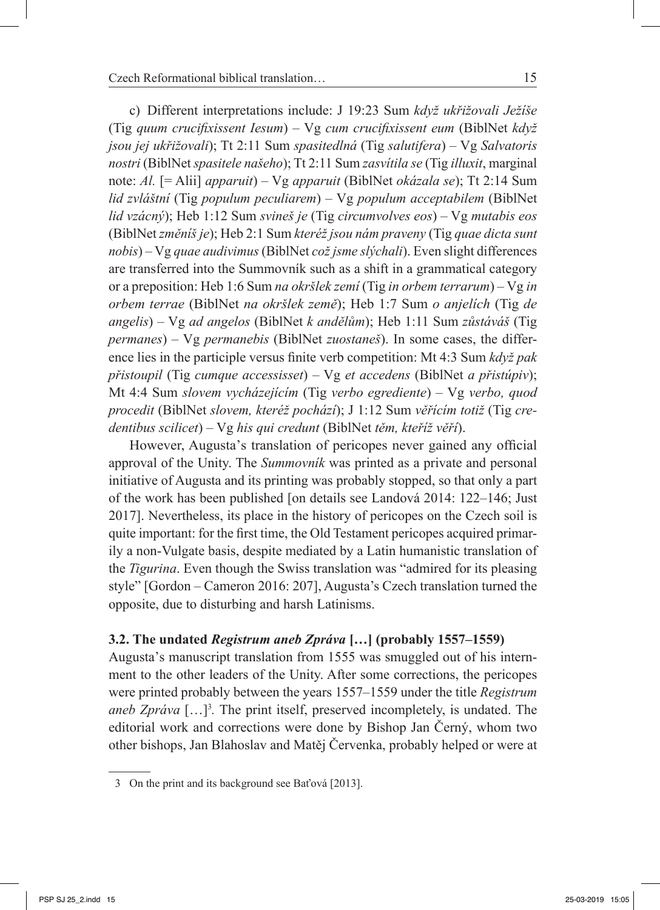c) Different interpretations include: J 19:23 Sum *když ukřižovali Ježíše* (Tig *quum crucifixissent Iesum*) – Vg *cum crucifixissent eum* (BiblNet *když jsou jej ukřižovali*); Tt 2:11 Sum *spasitedlná* (Tig *salutifera*) – Vg *Salvatoris nostri* (BiblNet *spasitele našeho*); Tt 2:11 Sum *zasvítila se* (Tig *illuxit*, marginal note: *Al.* [= Alii] *apparuit*) – Vg *apparuit* (BiblNet *okázala se*); Tt 2:14 Sum *lid zvláštní* (Tig *populum peculiarem*) – Vg *populum acceptabilem* (BiblNet *lid vzácný*); Heb 1:12 Sum *svineš je* (Tig *circumvolves eos*) – Vg *mutabis eos* (BiblNet *změníš je*); Heb 2:1 Sum *kteréž jsou nám praveny* (Tig *quae dicta sunt nobis*) – Vg *quae audivimus* (BiblNet *což jsme slýchali*). Even slight differences are transferred into the Summovník such as a shift in a grammatical category or a preposition: Heb 1:6 Sum *na okršlek zemí* (Tig *in orbem terrarum*) – Vg *in orbem terrae* (BiblNet *na okršlek země*); Heb 1:7 Sum *o anjelích* (Tig *de angelis*) – Vg *ad angelos* (BiblNet *k andělům*); Heb 1:11 Sum *zůstáváš* (Tig *permanes*) – Vg *permanebis* (BiblNet *zuostaneš*). In some cases, the difference lies in the participle versus finite verb competition: Mt 4:3 Sum *když pak přistoupil* (Tig *cumque accessisset*) – Vg *et accedens* (BiblNet *a přistúpiv*); Mt 4:4 Sum *slovem vycházejícím* (Tig *verbo egrediente*) – Vg *verbo, quod procedit* (BiblNet *slovem, kteréž pochází*); J 1:12 Sum *věřícím totiž* (Tig *credentibus scilicet*) – Vg *his qui credunt* (BiblNet *těm, kteříž věří*).

However, Augusta's translation of pericopes never gained any official approval of the Unity. The *Summovník* was printed as a private and personal initiative of Augusta and its printing was probably stopped, so that only a part of the work has been published [on details see Landová 2014: 122–146; Just 2017]. Nevertheless, its place in the history of pericopes on the Czech soil is quite important: for the first time, the Old Testament pericopes acquired primarily a non-Vulgate basis, despite mediated by a Latin humanistic translation of the *Tigurina*. Even though the Swiss translation was "admired for its pleasing style" [Gordon – Cameron 2016: 207], Augusta's Czech translation turned the opposite, due to disturbing and harsh Latinisms.

### 3.2. The undated *Registrum aneb Zpráva* […] (probably 1557–1559)

Augusta's manuscript translation from 1555 was smuggled out of his internment to the other leaders of the Unity. After some corrections, the pericopes were printed probably between the years 1557–1559 under the title *Registrum aneb Zpráva* […][3]. The print itself, preserved incompletely, is undated. The editorial work and corrections were done by Bishop Jan Černý, whom two other bishops, Jan Blahoslav and Matěj Červenka, probably helped or were at

3 On the print and its background see Baťová [2013].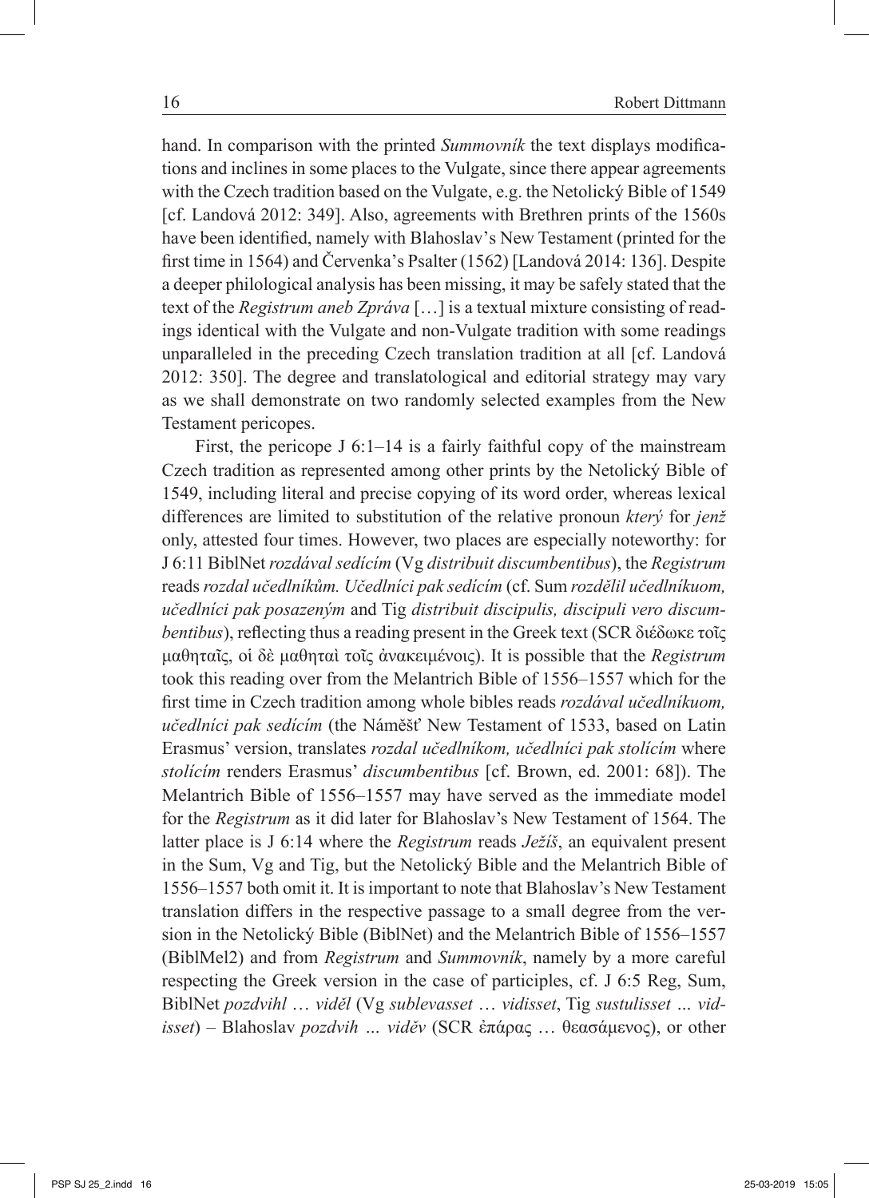hand. In comparison with the printed *Summovník* the text displays modifications and inclines in some places to the Vulgate, since there appear agreements with the Czech tradition based on the Vulgate, e.g. the Netolický Bible of 1549 [cf. Landová 2012: 349]. Also, agreements with Brethren prints of the 1560s have been identified, namely with Blahoslav's New Testament (printed for the first time in 1564) and Červenka's Psalter (1562) [Landová 2014: 136]. Despite a deeper philological analysis has been missing, it may be safely stated that the text of the *Registrum aneb Zpráva* […] is a textual mixture consisting of readings identical with the Vulgate and non-Vulgate tradition with some readings unparalleled in the preceding Czech translation tradition at all [cf. Landová 2012: 350]. The degree and translatological and editorial strategy may vary as we shall demonstrate on two randomly selected examples from the New Testament pericopes.

First, the pericope J 6:1–14 is a fairly faithful copy of the mainstream Czech tradition as represented among other prints by the Netolický Bible of 1549, including literal and precise copying of its word order, whereas lexical differences are limited to substitution of the relative pronoun *který* for *jenž* only, attested four times. However, two places are especially noteworthy: for J 6:11 BiblNet *rozdával sedícím* (Vg *distribuit discumbentibus*), the *Registrum* reads *rozdal učedlníkům. Učedlníci pak sedícím* (cf. Sum *rozdělil učedlníkuom, učedlníci pak posazeným* and Tig *distribuit discipulis, discipuli vero discumbentibus*), reflecting thus a reading present in the Greek text (SCR διέδωκε τοῖς μαθηταῖς, οἱ δὲ μαθηταὶ τοῖς ἀνακειμένοις). It is possible that the *Registrum* took this reading over from the Melantrich Bible of 1556–1557 which for the first time in Czech tradition among whole bibles reads *rozdával učedlníkuom, učedlníci pak sedícím* (the Náměšť New Testament of 1533, based on Latin Erasmus' version, translates *rozdal učedlníkom, učedlníci pak stolícím* where *stolícím* renders Erasmus' *discumbentibus* [cf. Brown, ed. 2001: 68]). The Melantrich Bible of 1556–1557 may have served as the immediate model for the *Registrum* as it did later for Blahoslav's New Testament of 1564. The latter place is J 6:14 where the *Registrum* reads *Ježíš*, an equivalent present in the Sum, Vg and Tig, but the Netolický Bible and the Melantrich Bible of 1556–1557 both omit it. It is important to note that Blahoslav's New Testament translation differs in the respective passage to a small degree from the version in the Netolický Bible (BiblNet) and the Melantrich Bible of 1556–1557 (BiblMel2) and from *Registrum* and *Summovník*, namely by a more careful respecting the Greek version in the case of participles, cf. J 6:5 Reg, Sum, BiblNet *pozdvihl* … *viděl* (Vg *sublevasset* … *vidisset*, Tig *sustulisset ... vidisset*) – Blahoslav *pozdvih ... viděv* (SCR ἐπάρας … θεασάμενος), or other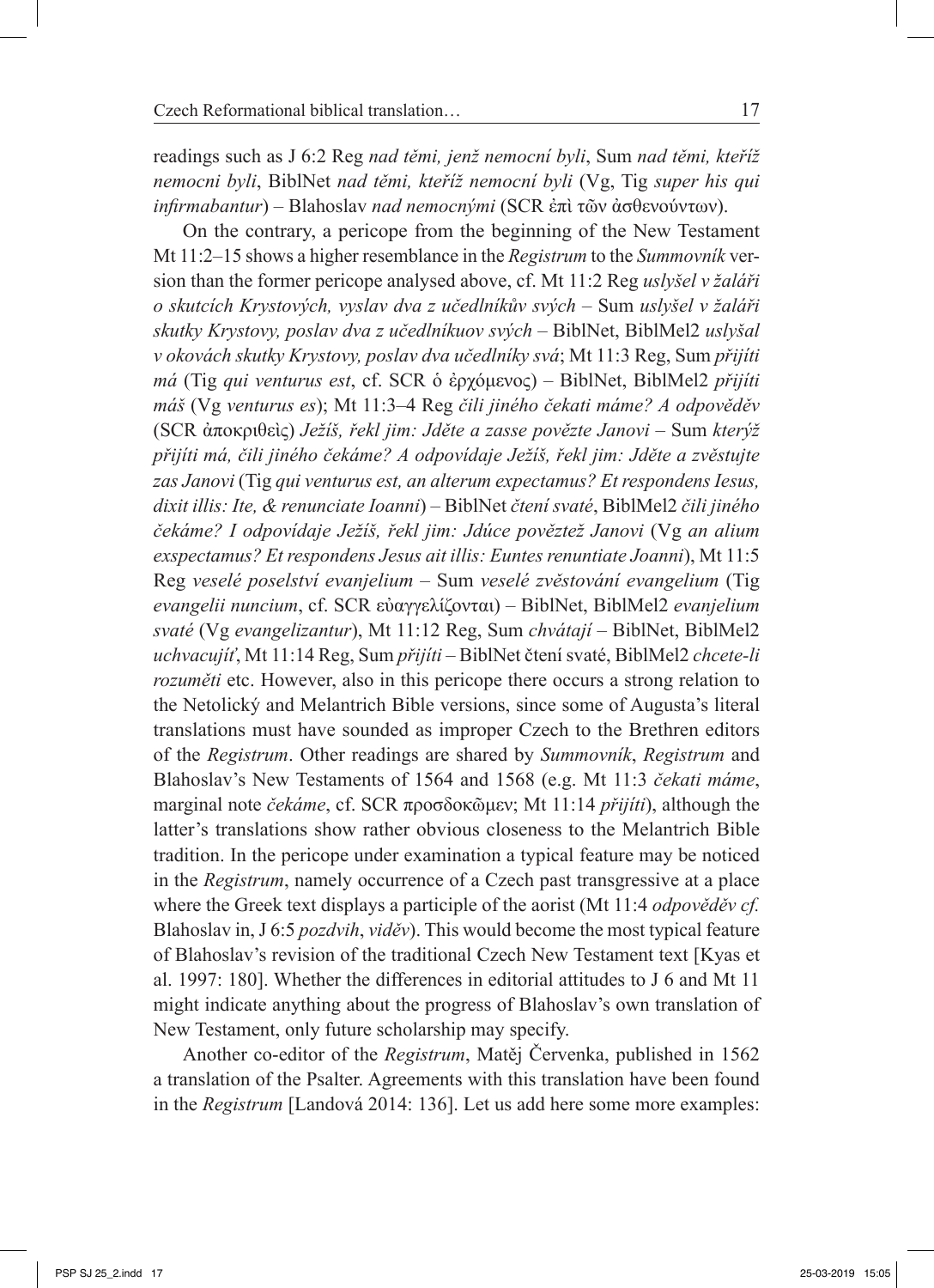readings such as J 6:2 Reg *nad těmi, jenž nemocní byli*, Sum *nad těmi, kteříž nemocni byli*, BiblNet *nad těmi, kteříž nemocní byli* (Vg, Tig *super his qui infirmabantur*) – Blahoslav *nad nemocnými* (SCR ἐπὶ τῶν ἀσθενούντων).

On the contrary, a pericope from the beginning of the New Testament Mt 11:2–15 shows a higher resemblance in the *Registrum* to the *Summovník* version than the former pericope analysed above, cf. Mt 11:2 Reg *uslyšel v žaláři o skutcích Krystových, vyslav dva z učedlníkův svých* – Sum *uslyšel v žaláři skutky Krystovy, poslav dva z učedlníkuov svých* – BiblNet, BiblMel2 *uslyšal v okovách skutky Krystovy, poslav dva učedlníky svá*; Mt 11:3 Reg, Sum *přijíti má* (Tig *qui venturus est*, cf. SCR ὁ ἐρχόμενος) – BiblNet, BiblMel2 *přijíti máš* (Vg *venturus es*); Mt 11:3–4 Reg *čili jiného čekati máme? A odpověděv* (SCR ἀποκριθεὶς) *Ježíš, řekl jim: Jděte a zasse povězte Janovi* – Sum *kterýž přijíti má, čili jiného čekáme? A odpovídaje Ježíš, řekl jim: Jděte a zvěstujte zas Janovi* (Tig *qui venturus est, an alterum expectamus? Et respondens Iesus, dixit illis: Ite, & renunciate Ioanni*) – BiblNet *čtení svaté*, BiblMel2 *čili jiného čekáme? I odpovídaje Ježíš, řekl jim: Jdúce pověztež Janovi* (Vg *an alium exspectamus? Et respondens Jesus ait illis: Euntes renuntiate Joanni*), Mt 11:5 Reg *veselé poselství evanjelium* – Sum *veselé zvěstování evangelium* (Tig *evangelii nuncium*, cf. SCR εὐαγγελίζονται) – BiblNet, BiblMel2 *evanjelium svaté* (Vg *evangelizantur*), Mt 11:12 Reg, Sum *chvátají* – BiblNet, BiblMel2 *uchvacujíť*, Mt 11:14 Reg, Sum *přijíti* – BiblNet čtení svaté, BiblMel2 *chcete-li rozuměti* etc. However, also in this pericope there occurs a strong relation to the Netolický and Melantrich Bible versions, since some of Augusta's literal translations must have sounded as improper Czech to the Brethren editors of the *Registrum*. Other readings are shared by *Summovník*, *Registrum* and Blahoslav's New Testaments of 1564 and 1568 (e.g. Mt 11:3 *čekati máme*, marginal note *čekáme*, cf. SCR προσδοκῶμεν; Mt 11:14 *přijíti*), although the latter's translations show rather obvious closeness to the Melantrich Bible tradition. In the pericope under examination a typical feature may be noticed in the *Registrum*, namely occurrence of a Czech past transgressive at a place where the Greek text displays a participle of the aorist (Mt 11:4 *odpověděv cf.* Blahoslav in, J 6:5 *pozdvih*, *viděv*). This would become the most typical feature of Blahoslav's revision of the traditional Czech New Testament text [Kyas et al. 1997: 180]. Whether the differences in editorial attitudes to J 6 and Mt 11 might indicate anything about the progress of Blahoslav's own translation of New Testament, only future scholarship may specify.

Another co-editor of the *Registrum*, Matěj Červenka, published in 1562 a translation of the Psalter. Agreements with this translation have been found in the *Registrum* [Landová 2014: 136]. Let us add here some more examples: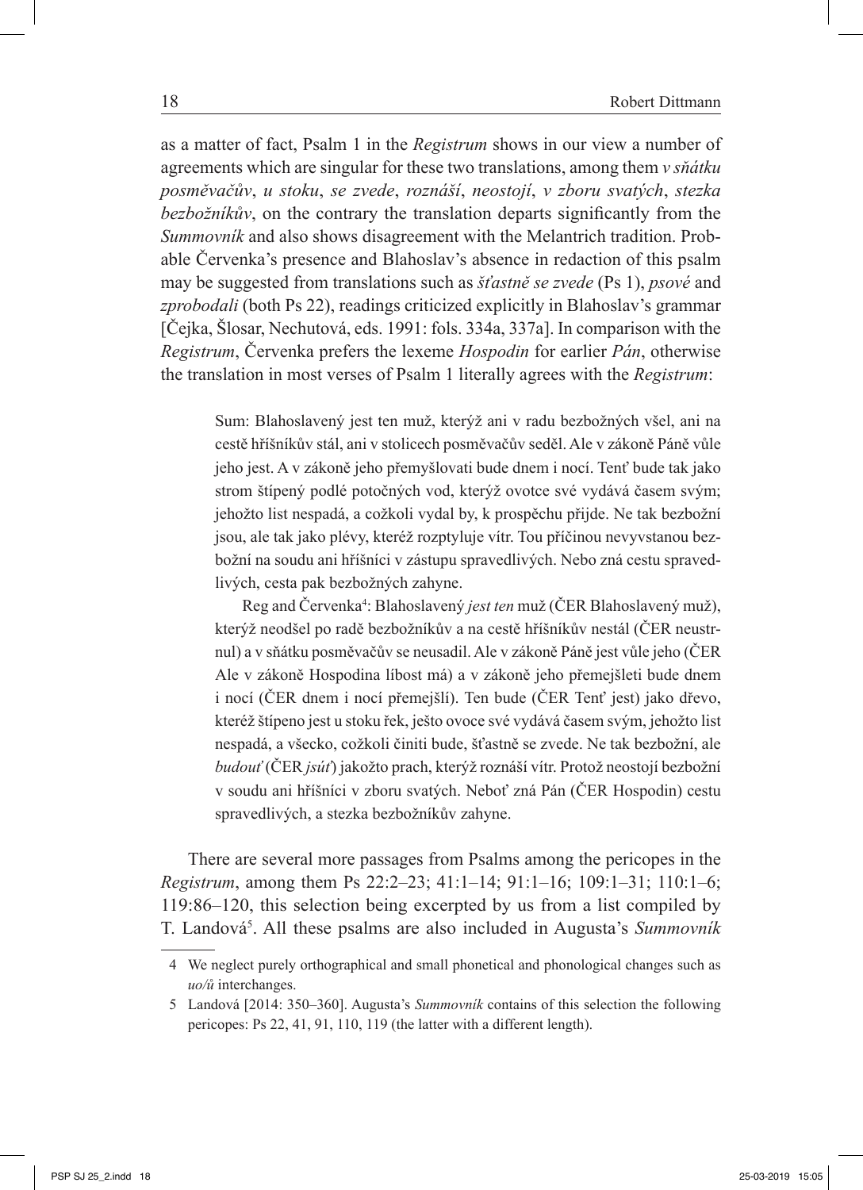as a matter of fact, Psalm 1 in the *Registrum* shows in our view a number of agreements which are singular for these two translations, among them *v sňátku posměvačův*, *u stoku*, *se zvede*, *roznáší*, *neostojí*, *v zboru svatých*, *stezka bezbožníkův*, on the contrary the translation departs significantly from the *Summovník* and also shows disagreement with the Melantrich tradition. Probable Červenka's presence and Blahoslav's absence in redaction of this psalm may be suggested from translations such as *šťastně se zvede* (Ps 1), *psové* and *zprobodali* (both Ps 22), readings criticized explicitly in Blahoslav's grammar [Čejka, Šlosar, Nechutová, eds. 1991: fols. 334a, 337a]. In comparison with the *Registrum*, Červenka prefers the lexeme *Hospodin* for earlier *Pán*, otherwise the translation in most verses of Psalm 1 literally agrees with the *Registrum*:

> Sum: Blahoslavený jest ten muž, kterýž ani v radu bezbožných všel, ani na cestě hříšníkův stál, ani v stolicech posměvačův seděl. Ale v zákoně Páně vůle jeho jest. A v zákoně jeho přemyšlovati bude dnem i nocí. Tenť bude tak jako strom štípený podlé potočných vod, kterýž ovotce své vydává časem svým; jehožto list nespadá, a cožkoli vydal by, k prospěchu přijde. Ne tak bezbožní jsou, ale tak jako plévy, kteréž rozptyluje vítr. Tou příčinou nevyvstanou bezbožní na soudu ani hříšníci v zástupu spravedlivých. Nebo zná cestu spravedlivých, cesta pak bezbožných zahyne.
>
> Reg and Červenka[4]: Blahoslavený *jest ten* muž (ČER Blahoslavený muž), kterýž neodšel po radě bezbožníkův a na cestě hříšníkův nestál (ČER neustrnul) a v sňátku posměvačův se neusadil. Ale v zákoně Páně jest vůle jeho (ČER Ale v zákoně Hospodina líbost má) a v zákoně jeho přemejšleti bude dnem i nocí (ČER dnem i nocí přemejšlí). Ten bude (ČER Tenť jest) jako dřevo, kteréž štípeno jest u stoku řek, ješto ovoce své vydává časem svým, jehožto list nespadá, a všecko, cožkoli činiti bude, šťastně se zvede. Ne tak bezbožní, ale *budouť* (ČER *jsúť*) jakožto prach, kterýž roznáší vítr. Protož neostojí bezbožní v soudu ani hříšníci v zboru svatých. Neboť zná Pán (ČER Hospodin) cestu spravedlivých, a stezka bezbožníkův zahyne.

There are several more passages from Psalms among the pericopes in the *Registrum*, among them Ps 22:2–23; 41:1–14; 91:1–16; 109:1–31; 110:1–6; 119:86–120, this selection being excerpted by us from a list compiled by T. Landová[5]. All these psalms are also included in Augusta's *Summovník*

---

4 We neglect purely orthographical and small phonetical and phonological changes such as *uo/ů* interchanges.

5 Landová [2014: 350–360]. Augusta's *Summovník* contains of this selection the following pericopes: Ps 22, 41, 91, 110, 119 (the latter with a different length).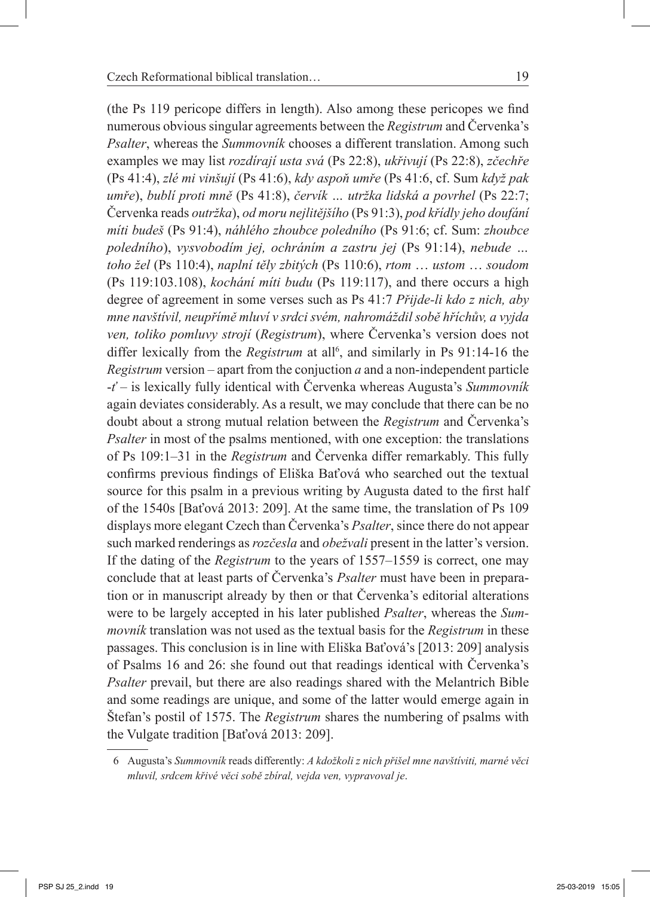(the Ps 119 pericope differs in length). Also among these pericopes we find numerous obvious singular agreements between the *Registrum* and Červenka's *Psalter*, whereas the *Summovník* chooses a different translation. Among such examples we may list *rozdírají usta svá* (Ps 22:8), *ukřivují* (Ps 22:8), *zčechře* (Ps 41:4), *zlé mi vinšují* (Ps 41:6), *kdy aspoň umře* (Ps 41:6, cf. Sum *když pak umře*), *bublí proti mně* (Ps 41:8), *červík … utržka lidská a povrhel* (Ps 22:7; Červenka reads *outržka*), *od moru nejlitějšího* (Ps 91:3), *pod křídly jeho doufání míti budeš* (Ps 91:4), *náhlého zhoubce poledního* (Ps 91:6; cf. Sum: *zhoubce poledního*), *vysvobodím jej, ochráním a zastru jej* (Ps 91:14), *nebude … toho žel* (Ps 110:4), *naplní těly zbitých* (Ps 110:6), *rtom … ustom … soudom* (Ps 119:103.108), *kochání míti budu* (Ps 119:117), and there occurs a high degree of agreement in some verses such as Ps 41:7 *Přijde-li kdo z nich, aby mne navštívil, neupřímě mluví v srdci svém, nahromáždil sobě hříchův, a vyjda ven, toliko pomluvy strojí* (*Registrum*), where Červenka's version does not differ lexically from the *Registrum* at all[6], and similarly in Ps 91:14-16 the *Registrum* version – apart from the conjuction *a* and a non-independent particle *-ť* – is lexically fully identical with Červenka whereas Augusta's *Summovník* again deviates considerably. As a result, we may conclude that there can be no doubt about a strong mutual relation between the *Registrum* and Červenka's *Psalter* in most of the psalms mentioned, with one exception: the translations of Ps 109:1–31 in the *Registrum* and Červenka differ remarkably. This fully confirms previous findings of Eliška Baťová who searched out the textual source for this psalm in a previous writing by Augusta dated to the first half of the 1540s [Baťová 2013: 209]. At the same time, the translation of Ps 109 displays more elegant Czech than Červenka's *Psalter*, since there do not appear such marked renderings as *rozčesla* and *obežvali* present in the latter's version. If the dating of the *Registrum* to the years of 1557–1559 is correct, one may conclude that at least parts of Červenka's *Psalter* must have been in preparation or in manuscript already by then or that Červenka's editorial alterations were to be largely accepted in his later published *Psalter*, whereas the *Summovník* translation was not used as the textual basis for the *Registrum* in these passages. This conclusion is in line with Eliška Baťová's [2013: 209] analysis of Psalms 16 and 26: she found out that readings identical with Červenka's *Psalter* prevail, but there are also readings shared with the Melantrich Bible and some readings are unique, and some of the latter would emerge again in Štefan's postil of 1575. The *Registrum* shares the numbering of psalms with the Vulgate tradition [Baťová 2013: 209].

---

6 Augusta's *Summovník* reads differently: *A kdožkoli z nich přišel mne navštíviti, marné věci mluvil, srdcem křivé věci sobě zbíral, vejda ven, vypravoval je*.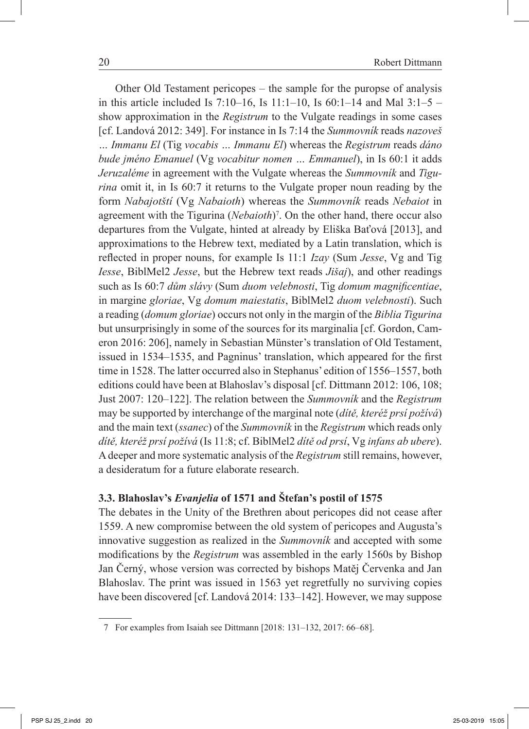Other Old Testament pericopes – the sample for the puropse of analysis in this article included Is 7:10–16, Is 11:1–10, Is 60:1–14 and Mal 3:1–5 – show approximation in the *Registrum* to the Vulgate readings in some cases [cf. Landová 2012: 349]. For instance in Is 7:14 the *Summovník* reads *nazoveš … Immanu El* (Tig *vocabis … Immanu El*) whereas the *Registrum* reads *dáno bude jméno Emanuel* (Vg *vocabitur nomen … Emmanuel*), in Is 60:1 it adds *Jeruzaléme* in agreement with the Vulgate whereas the *Summovník* and *Tigurina* omit it, in Is 60:7 it returns to the Vulgate proper noun reading by the form *Nabajotští* (Vg *Nabaioth*) whereas the *Summovník* reads *Nebaiot* in agreement with the Tigurina (*Nebaioth*)[7]. On the other hand, there occur also departures from the Vulgate, hinted at already by Eliška Baťová [2013], and approximations to the Hebrew text, mediated by a Latin translation, which is reflected in proper nouns, for example Is 11:1 *Izay* (Sum *Jesse*, Vg and Tig *Iesse*, BiblMel2 *Jesse*, but the Hebrew text reads *Jišaj*), and other readings such as Is 60:7 *dům slávy* (Sum *duom velebnosti*, Tig *domum magnificentiae*, in margine *gloriae*, Vg *domum maiestatis*, BiblMel2 *duom velebnosti*). Such a reading (*domum gloriae*) occurs not only in the margin of the *Biblia Tigurina* but unsurprisingly in some of the sources for its marginalia [cf. Gordon, Cameron 2016: 206], namely in Sebastian Münster's translation of Old Testament, issued in 1534–1535, and Pagninus' translation, which appeared for the first time in 1528. The latter occurred also in Stephanus' edition of 1556–1557, both editions could have been at Blahoslav's disposal [cf. Dittmann 2012: 106, 108; Just 2007: 120–122]. The relation between the *Summovník* and the *Registrum* may be supported by interchange of the marginal note (*dítě, kteréž prsí požívá*) and the main text (*ssanec*) of the *Summovník* in the *Registrum* which reads only *dítě, kteréž prsí požívá* (Is 11:8; cf. BiblMel2 *dítě od prsí*, Vg *infans ab ubere*). A deeper and more systematic analysis of the *Registrum* still remains, however, a desideratum for a future elaborate research.

### 3.3. Blahoslav's *Evanjelia* of 1571 and Štefan's postil of 1575

The debates in the Unity of the Brethren about pericopes did not cease after 1559. A new compromise between the old system of pericopes and Augusta's innovative suggestion as realized in the *Summovník* and accepted with some modifications by the *Registrum* was assembled in the early 1560s by Bishop Jan Černý, whose version was corrected by bishops Matěj Červenka and Jan Blahoslav. The print was issued in 1563 yet regretfully no surviving copies have been discovered [cf. Landová 2014: 133–142]. However, we may suppose

---

7 For examples from Isaiah see Dittmann [2018: 131–132, 2017: 66–68].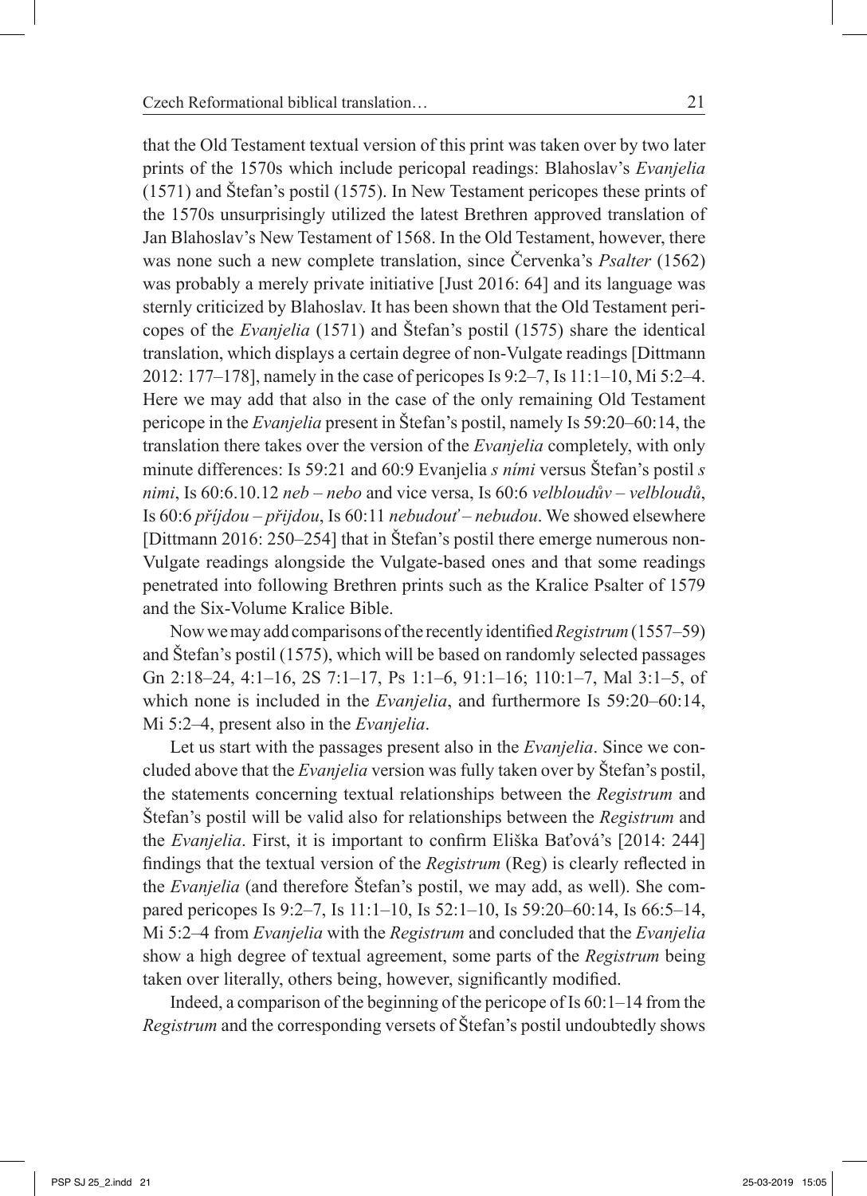that the Old Testament textual version of this print was taken over by two later prints of the 1570s which include pericopal readings: Blahoslav's *Evanjelia* (1571) and Štefan's postil (1575). In New Testament pericopes these prints of the 1570s unsurprisingly utilized the latest Brethren approved translation of Jan Blahoslav's New Testament of 1568. In the Old Testament, however, there was none such a new complete translation, since Červenka's *Psalter* (1562) was probably a merely private initiative [Just 2016: 64] and its language was sternly criticized by Blahoslav. It has been shown that the Old Testament pericopes of the *Evanjelia* (1571) and Štefan's postil (1575) share the identical translation, which displays a certain degree of non-Vulgate readings [Dittmann 2012: 177–178], namely in the case of pericopes Is 9:2–7, Is 11:1–10, Mi 5:2–4. Here we may add that also in the case of the only remaining Old Testament pericope in the *Evanjelia* present in Štefan's postil, namely Is 59:20–60:14, the translation there takes over the version of the *Evanjelia* completely, with only minute differences: Is 59:21 and 60:9 Evanjelia *s nými* versus Štefan's postil *s nimi*, Is 60:6.10.12 *neb* – *nebo* and vice versa, Is 60:6 *velbloudův* – *velbloudů*, Is 60:6 *příjdou* – *přijdou*, Is 60:11 *nebudouť* – *nebudou*. We showed elsewhere [Dittmann 2016: 250–254] that in Štefan's postil there emerge numerous non-Vulgate readings alongside the Vulgate-based ones and that some readings penetrated into following Brethren prints such as the Kralice Psalter of 1579 and the Six-Volume Kralice Bible.

Now we may add comparisons of the recently identified *Registrum* (1557–59) and Štefan's postil (1575), which will be based on randomly selected passages Gn 2:18–24, 4:1–16, 2S 7:1–17, Ps 1:1–6, 91:1–16; 110:1–7, Mal 3:1–5, of which none is included in the *Evanjelia*, and furthermore Is 59:20–60:14, Mi 5:2–4, present also in the *Evanjelia*.

Let us start with the passages present also in the *Evanjelia*. Since we concluded above that the *Evanjelia* version was fully taken over by Štefan's postil, the statements concerning textual relationships between the *Registrum* and Štefan's postil will be valid also for relationships between the *Registrum* and the *Evanjelia*. First, it is important to confirm Eliška Baťová's [2014: 244] findings that the textual version of the *Registrum* (Reg) is clearly reflected in the *Evanjelia* (and therefore Štefan's postil, we may add, as well). She compared pericopes Is 9:2–7, Is 11:1–10, Is 52:1–10, Is 59:20–60:14, Is 66:5–14, Mi 5:2–4 from *Evanjelia* with the *Registrum* and concluded that the *Evanjelia* show a high degree of textual agreement, some parts of the *Registrum* being taken over literally, others being, however, significantly modified.

Indeed, a comparison of the beginning of the pericope of Is 60:1–14 from the *Registrum* and the corresponding versets of Štefan's postil undoubtedly shows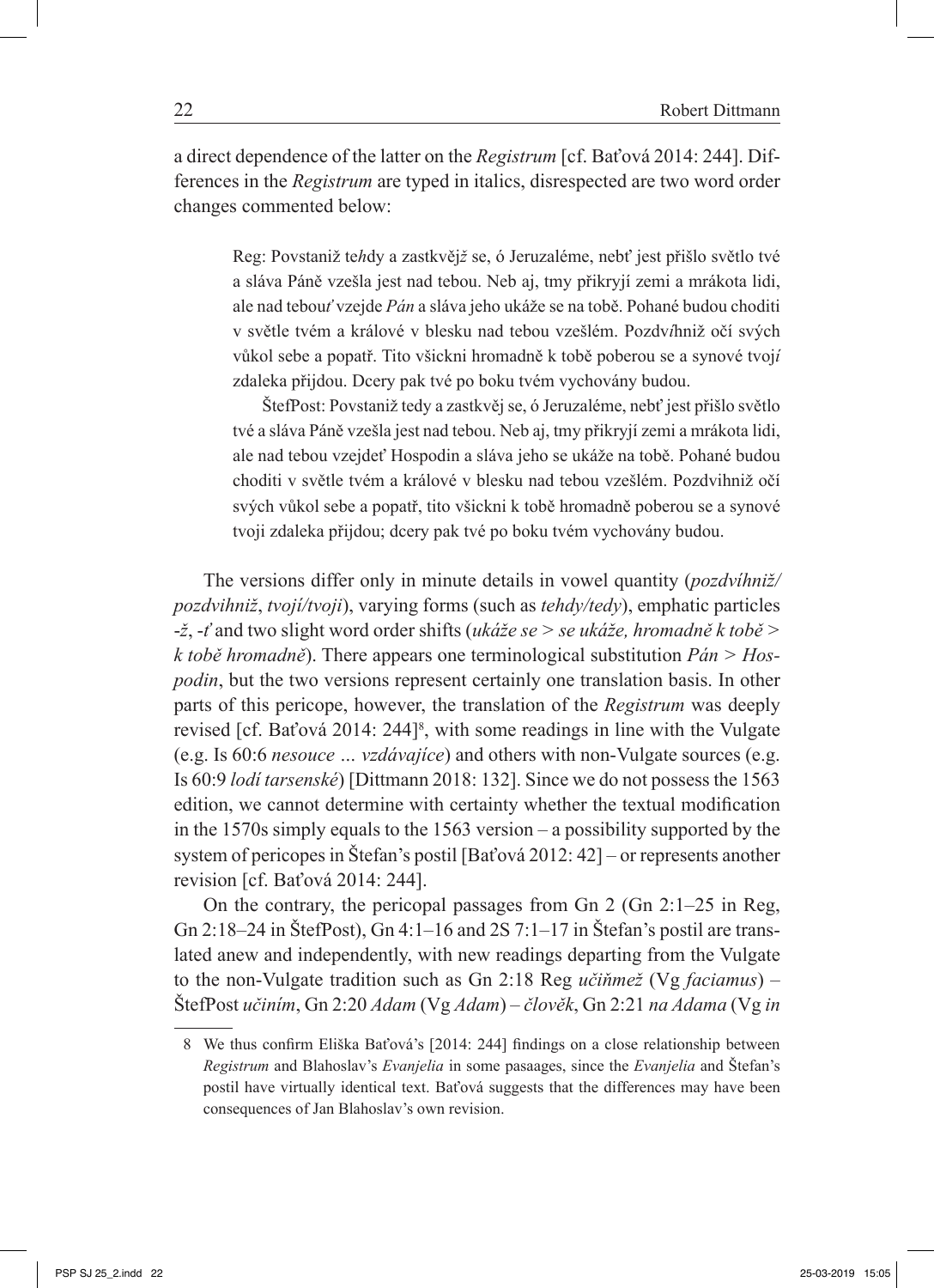a direct dependence of the latter on the *Registrum* [cf. Baťová 2014: 244]. Differences in the *Registrum* are typed in italics, disrespected are two word order changes commented below:

> Reg: Povstaniž te*h*dy a zastkvěj*ž* se, ó Jeruzaléme, nebť jest přišlo světlo tvé a sláva Páně vzešla jest nad tebou. Neb aj, tmy přikryjí zemi a mrákota lidi, ale nad tebou*ť* vzejde *Pán* a sláva jeho ukáže se na tobě. Pohané budou choditi v světle tvém a králové v blesku nad tebou vzešlém. Pozdv*í*hniž očí svých vůkol sebe a popatř. Tito všickni hromadně k tobě poberou se a synové tvoj*í* zdaleka přijdou. Dcery pak tvé po boku tvém vychovány budou.
>
> ŠtefPost: Povstaniž tedy a zastkvěj se, ó Jeruzaléme, nebť jest přišlo světlo tvé a sláva Páně vzešla jest nad tebou. Neb aj, tmy přikryjí zemi a mrákota lidi, ale nad tebou vzejdeť Hospodin a sláva jeho se ukáže na tobě. Pohané budou choditi v světle tvém a králové v blesku nad tebou vzešlém. Pozdvihniž očí svých vůkol sebe a popatř, tito všickni k tobě hromadně poberou se a synové tvoji zdaleka přijdou; dcery pak tvé po boku tvém vychovány budou.

The versions differ only in minute details in vowel quantity (*pozdvíhniž/ pozdvihniž*, *tvojí/tvoji*), varying forms (such as *tehdy/tedy*), emphatic particles *-ž*, *-ť* and two slight word order shifts (*ukáže se* > *se ukáže, hromadně k tobě* > *k tobě hromadně*). There appears one terminological substitution *Pán* > *Hospodin*, but the two versions represent certainly one translation basis. In other parts of this pericope, however, the translation of the *Registrum* was deeply revised [cf. Baťová 2014: 244][8], with some readings in line with the Vulgate (e.g. Is 60:6 *nesouce … vzdávajíce*) and others with non-Vulgate sources (e.g. Is 60:9 *lodí tarsenské*) [Dittmann 2018: 132]. Since we do not possess the 1563 edition, we cannot determine with certainty whether the textual modification in the 1570s simply equals to the 1563 version – a possibility supported by the system of pericopes in Štefan's postil [Baťová 2012: 42] – or represents another revision [cf. Baťová 2014: 244].

On the contrary, the pericopal passages from Gn 2 (Gn 2:1–25 in Reg, Gn 2:18–24 in ŠtefPost), Gn 4:1–16 and 2S 7:1–17 in Štefan's postil are translated anew and independently, with new readings departing from the Vulgate to the non-Vulgate tradition such as Gn 2:18 Reg *učiňmež* (Vg *faciamus*) – ŠtefPost *učiním*, Gn 2:20 *Adam* (Vg *Adam*) – *člověk*, Gn 2:21 *na Adama* (Vg *in*

---

8 We thus confirm Eliška Baťová's [2014: 244] findings on a close relationship between *Registrum* and Blahoslav's *Evanjelia* in some pasaages, since the *Evanjelia* and Štefan's postil have virtually identical text. Baťová suggests that the differences may have been consequences of Jan Blahoslav's own revision.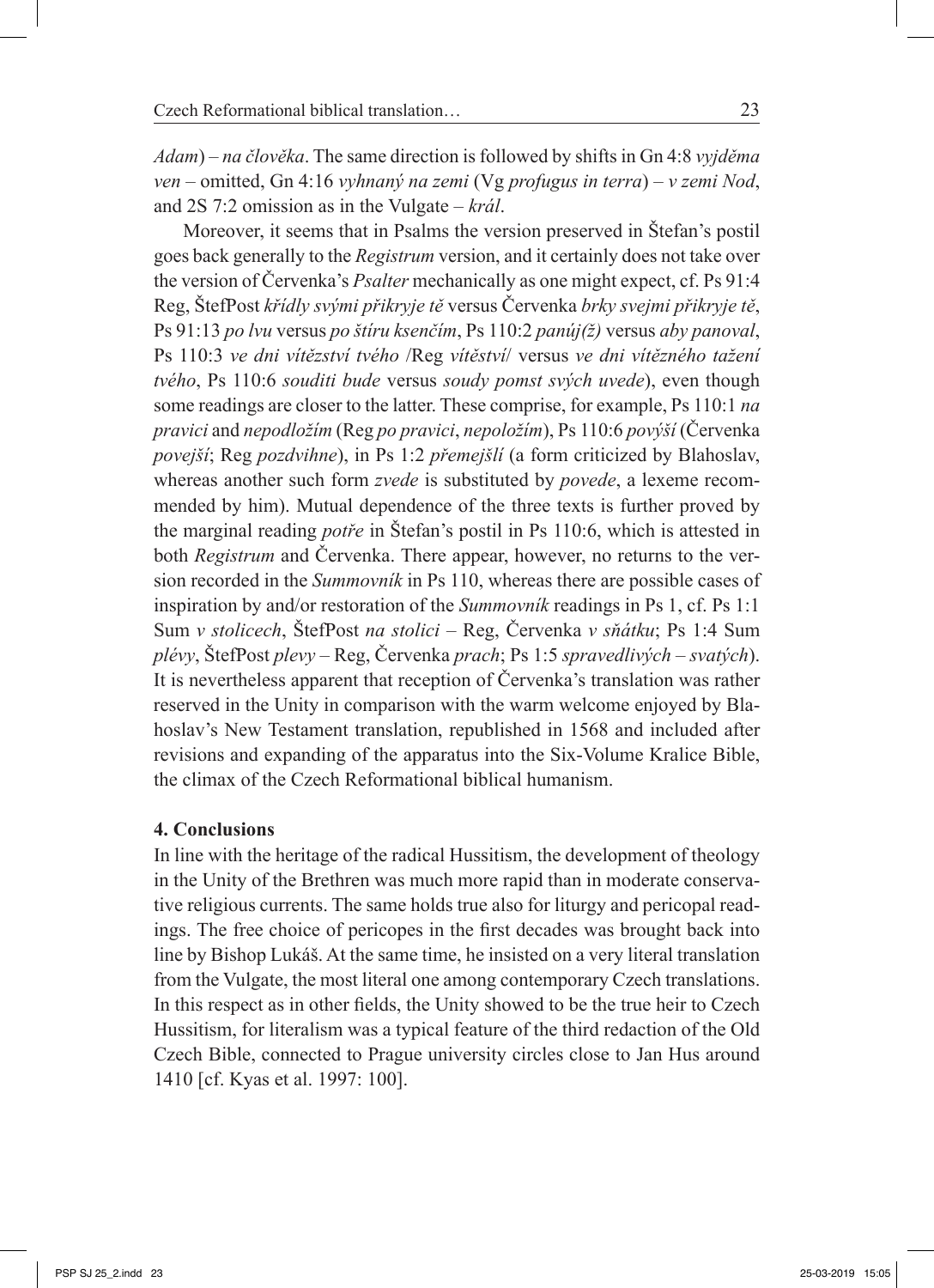*Adam*) – *na člověka*. The same direction is followed by shifts in Gn 4:8 *vyjděma ven* – omitted, Gn 4:16 *vyhnaný na zemi* (Vg *profugus in terra*) – *v zemi Nod*, and 2S 7:2 omission as in the Vulgate – *král*.

Moreover, it seems that in Psalms the version preserved in Štefan's postil goes back generally to the *Registrum* version, and it certainly does not take over the version of Červenka's *Psalter* mechanically as one might expect, cf. Ps 91:4 Reg, ŠtefPost *křídly svými přikryje tě* versus Červenka *brky svejmi přikryje tě*, Ps 91:13 *po lvu* versus *po štíru ksenčím*, Ps 110:2 *panúj(ž)* versus *aby panoval*, Ps 110:3 *ve dni vítězství tvého* /Reg *vítěství*/ versus *ve dni vítězného tažení tvého*, Ps 110:6 *souditi bude* versus *soudy pomst svých uvede*), even though some readings are closer to the latter. These comprise, for example, Ps 110:1 *na pravici* and *nepodložím* (Reg *po pravici*, *nepoložím*), Ps 110:6 *povýší* (Červenka *povejší*; Reg *pozdvihne*), in Ps 1:2 *přemejšlí* (a form criticized by Blahoslav, whereas another such form *zvede* is substituted by *povede*, a lexeme recommended by him). Mutual dependence of the three texts is further proved by the marginal reading *potře* in Štefan's postil in Ps 110:6, which is attested in both *Registrum* and Červenka. There appear, however, no returns to the version recorded in the *Summovník* in Ps 110, whereas there are possible cases of inspiration by and/or restoration of the *Summovník* readings in Ps 1, cf. Ps 1:1 Sum *v stolicech*, ŠtefPost *na stolici* – Reg, Červenka *v sňátku*; Ps 1:4 Sum *plévy*, ŠtefPost *plevy* – Reg, Červenka *prach*; Ps 1:5 *spravedlivých* – *svatých*). It is nevertheless apparent that reception of Červenka's translation was rather reserved in the Unity in comparison with the warm welcome enjoyed by Blahoslav's New Testament translation, republished in 1568 and included after revisions and expanding of the apparatus into the Six-Volume Kralice Bible, the climax of the Czech Reformational biblical humanism.

## 4. Conclusions

In line with the heritage of the radical Hussitism, the development of theology in the Unity of the Brethren was much more rapid than in moderate conservative religious currents. The same holds true also for liturgy and pericopal readings. The free choice of pericopes in the first decades was brought back into line by Bishop Lukáš. At the same time, he insisted on a very literal translation from the Vulgate, the most literal one among contemporary Czech translations. In this respect as in other fields, the Unity showed to be the true heir to Czech Hussitism, for literalism was a typical feature of the third redaction of the Old Czech Bible, connected to Prague university circles close to Jan Hus around 1410 [cf. Kyas et al. 1997: 100].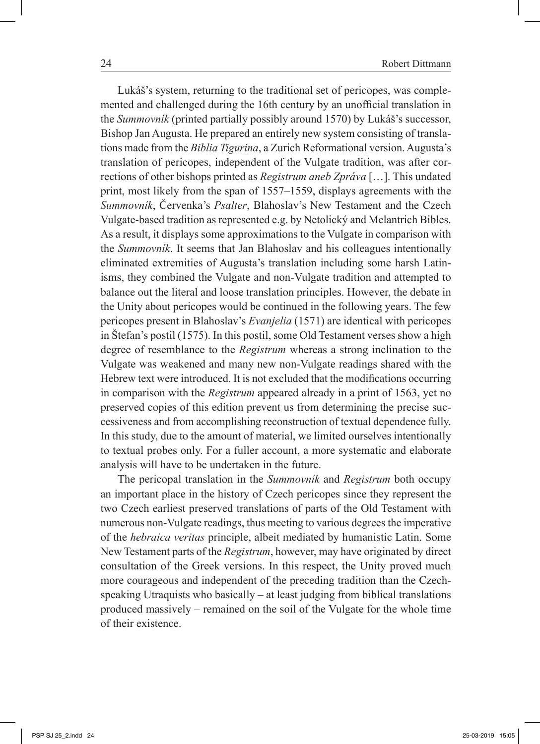Lukáš's system, returning to the traditional set of pericopes, was complemented and challenged during the 16th century by an unofficial translation in the *Summovník* (printed partially possibly around 1570) by Lukáš's successor, Bishop Jan Augusta. He prepared an entirely new system consisting of translations made from the *Biblia Tigurina*, a Zurich Reformational version. Augusta's translation of pericopes, independent of the Vulgate tradition, was after corrections of other bishops printed as *Registrum aneb Zpráva* […]. This undated print, most likely from the span of 1557–1559, displays agreements with the *Summovník*, Červenka's *Psalter*, Blahoslav's New Testament and the Czech Vulgate-based tradition as represented e.g. by Netolický and Melantrich Bibles. As a result, it displays some approximations to the Vulgate in comparison with the *Summovník*. It seems that Jan Blahoslav and his colleagues intentionally eliminated extremities of Augusta's translation including some harsh Latinisms, they combined the Vulgate and non-Vulgate tradition and attempted to balance out the literal and loose translation principles. However, the debate in the Unity about pericopes would be continued in the following years. The few pericopes present in Blahoslav's *Evanjelia* (1571) are identical with pericopes in Štefan's postil (1575). In this postil, some Old Testament verses show a high degree of resemblance to the *Registrum* whereas a strong inclination to the Vulgate was weakened and many new non-Vulgate readings shared with the Hebrew text were introduced. It is not excluded that the modifications occurring in comparison with the *Registrum* appeared already in a print of 1563, yet no preserved copies of this edition prevent us from determining the precise successiveness and from accomplishing reconstruction of textual dependence fully. In this study, due to the amount of material, we limited ourselves intentionally to textual probes only. For a fuller account, a more systematic and elaborate analysis will have to be undertaken in the future.

The pericopal translation in the *Summovník* and *Registrum* both occupy an important place in the history of Czech pericopes since they represent the two Czech earliest preserved translations of parts of the Old Testament with numerous non-Vulgate readings, thus meeting to various degrees the imperative of the *hebraica veritas* principle, albeit mediated by humanistic Latin. Some New Testament parts of the *Registrum*, however, may have originated by direct consultation of the Greek versions. In this respect, the Unity proved much more courageous and independent of the preceding tradition than the Czech-speaking Utraquists who basically – at least judging from biblical translations produced massively – remained on the soil of the Vulgate for the whole time of their existence.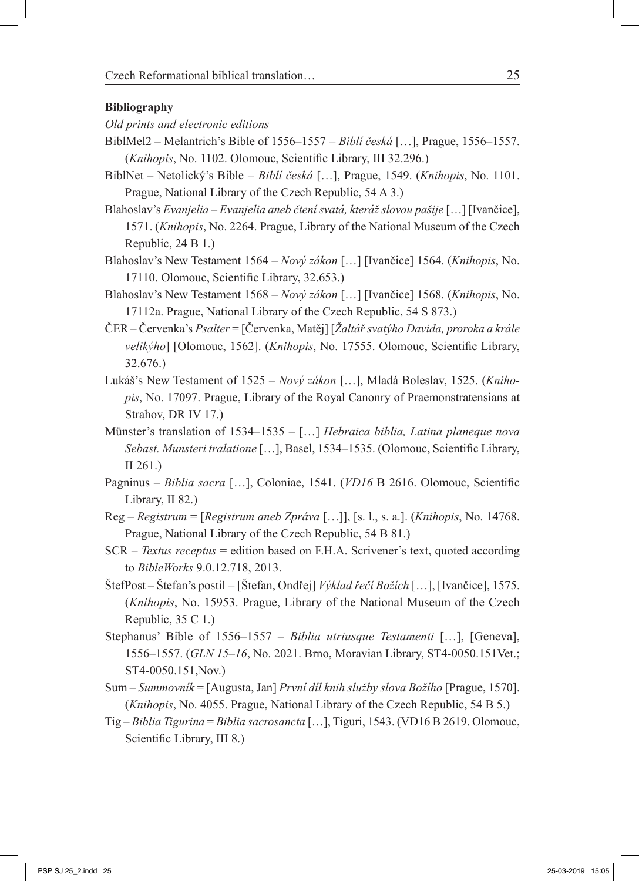**Bibliography**

*Old prints and electronic editions*

BiblMel2 – Melantrich's Bible of 1556–1557 = *Biblí česká* […], Prague, 1556–1557. (*Knihopis*, No. 1102. Olomouc, Scientific Library, III 32.296.)

BiblNet – Netolický's Bible = *Biblí česká* […], Prague, 1549. (*Knihopis*, No. 1101. Prague, National Library of the Czech Republic, 54 A 3.)

Blahoslav's *Evanjelia* – *Evanjelia aneb čtení svatá, kteráž slovou pašije* […] [Ivančice], 1571. (*Knihopis*, No. 2264. Prague, Library of the National Museum of the Czech Republic, 24 B 1.)

Blahoslav's New Testament 1564 – *Nový zákon* […] [Ivančice] 1564. (*Knihopis*, No. 17110. Olomouc, Scientific Library, 32.653.)

Blahoslav's New Testament 1568 – *Nový zákon* […] [Ivančice] 1568. (*Knihopis*, No. 17112a. Prague, National Library of the Czech Republic, 54 S 873.)

ČER – Červenka's *Psalter* = [Červenka, Matěj] [*Žaltář svatýho Davida, proroka a krále velikýho*] [Olomouc, 1562]. (*Knihopis*, No. 17555. Olomouc, Scientific Library, 32.676.)

Lukáš's New Testament of 1525 – *Nový zákon* […], Mladá Boleslav, 1525. (*Knihopis*, No. 17097. Prague, Library of the Royal Canonry of Praemonstratensians at Strahov, DR IV 17.)

Münster's translation of 1534–1535 – […] *Hebraica biblia, Latina planeque nova Sebast. Munsteri tralatione* […], Basel, 1534–1535. (Olomouc, Scientific Library, II 261.)

Pagninus – *Biblia sacra* […], Coloniae, 1541. (*VD16* B 2616. Olomouc, Scientific Library, II 82.)

Reg – *Registrum* = [*Registrum aneb Zpráva* […]], [s. l., s. a.]. (*Knihopis*, No. 14768. Prague, National Library of the Czech Republic, 54 B 81.)

SCR – *Textus receptus* = edition based on F.H.A. Scrivener's text, quoted according to *BibleWorks* 9.0.12.718, 2013.

ŠtefPost – Štefan's postil = [Štefan, Ondřej] *Výklad řečí Božích* […], [Ivančice], 1575. (*Knihopis*, No. 15953. Prague, Library of the National Museum of the Czech Republic, 35 C 1.)

Stephanus' Bible of 1556–1557 – *Biblia utriusque Testamenti* […], [Geneva], 1556–1557. (*GLN 15–16*, No. 2021. Brno, Moravian Library, ST4-0050.151Vet.; ST4-0050.151,Nov.)

Sum – *Summovník* = [Augusta, Jan] *První díl knih služby slova Božího* [Prague, 1570]. (*Knihopis*, No. 4055. Prague, National Library of the Czech Republic, 54 B 5.)

Tig – *Biblia Tigurina* = *Biblia sacrosancta* […], Tiguri, 1543. (VD16 B 2619. Olomouc, Scientific Library, III 8.)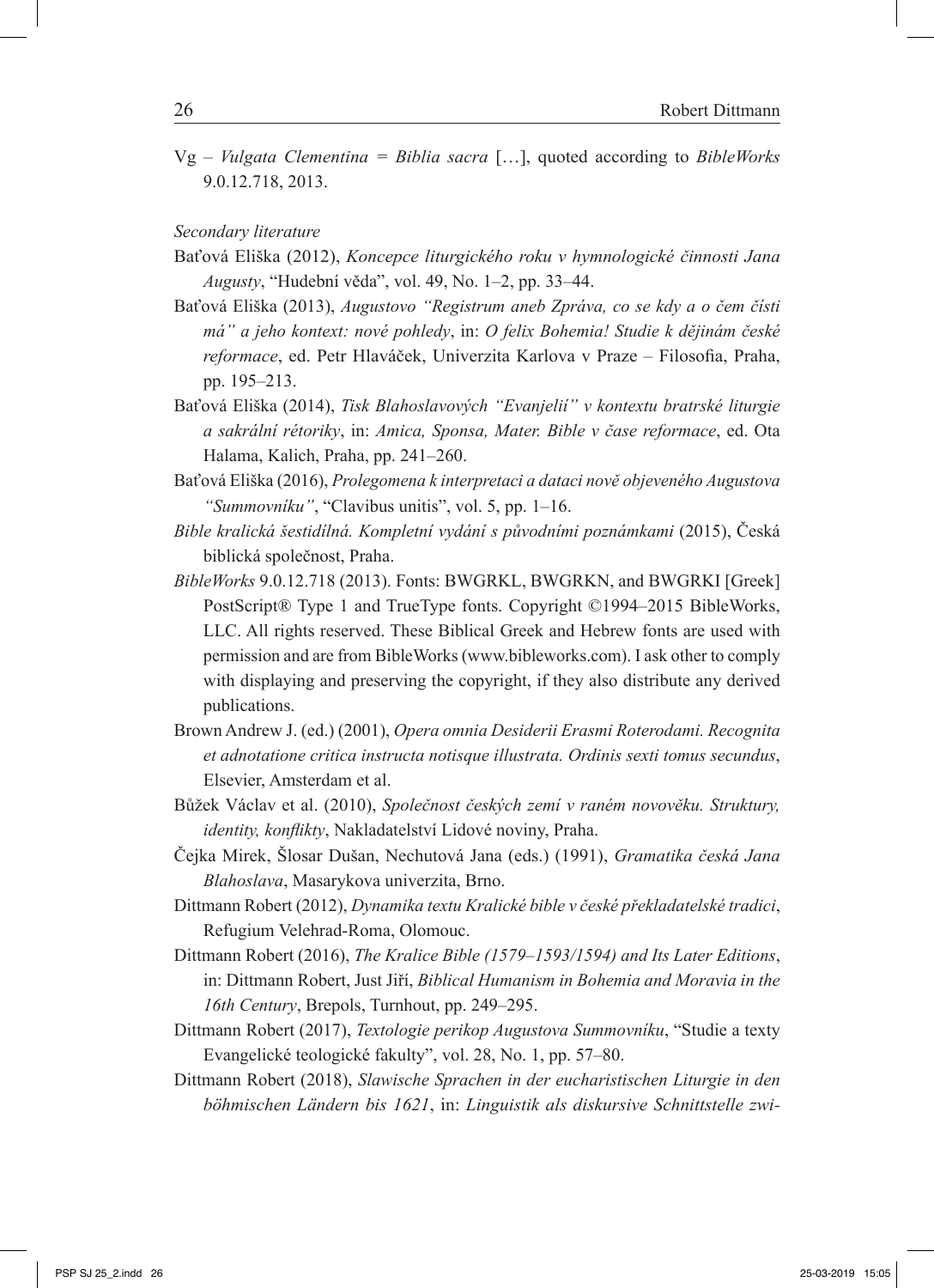Vg – *Vulgata Clementina* = *Biblia sacra* […], quoted according to *BibleWorks* 9.0.12.718, 2013.

*Secondary literature*

Baťová Eliška (2012), *Koncepce liturgického roku v hymnologické činnosti Jana Augusty*, "Hudební věda", vol. 49, No. 1–2, pp. 33–44.

Baťová Eliška (2013), *Augustovo "Registrum aneb Zpráva, co se kdy a o čem čísti má" a jeho kontext: nové pohledy*, in: *O felix Bohemia! Studie k dějinám české reformace*, ed. Petr Hlaváček, Univerzita Karlova v Praze – Filosofia, Praha, pp. 195–213.

Baťová Eliška (2014), *Tisk Blahoslavových "Evanjelií" v kontextu bratrské liturgie a sakrální rétoriky*, in: *Amica, Sponsa, Mater. Bible v čase reformace*, ed. Ota Halama, Kalich, Praha, pp. 241–260.

Baťová Eliška (2016), *Prolegomena k interpretaci a dataci nově objeveného Augustova "Summovníku"*, "Clavibus unitis", vol. 5, pp. 1–16.

*Bible kralická šestidílná. Kompletní vydání s původními poznámkami* (2015), Česká biblická společnost, Praha.

*BibleWorks* 9.0.12.718 (2013). Fonts: BWGRKL, BWGRKN, and BWGRKI [Greek] PostScript® Type 1 and TrueType fonts. Copyright ©1994–2015 BibleWorks, LLC. All rights reserved. These Biblical Greek and Hebrew fonts are used with permission and are from BibleWorks (www.bibleworks.com). I ask other to comply with displaying and preserving the copyright, if they also distribute any derived publications.

Brown Andrew J. (ed.) (2001), *Opera omnia Desiderii Erasmi Roterodami. Recognita et adnotatione critica instructa notisque illustrata. Ordinis sexti tomus secundus*, Elsevier, Amsterdam et al.

Bůžek Václav et al. (2010), *Společnost českých zemí v raném novověku. Struktury, identity, konflikty*, Nakladatelství Lidové noviny, Praha.

Čejka Mirek, Šlosar Dušan, Nechutová Jana (eds.) (1991), *Gramatika česká Jana Blahoslava*, Masarykova univerzita, Brno.

Dittmann Robert (2012), *Dynamika textu Kralické bible v české překladatelské tradici*, Refugium Velehrad-Roma, Olomouc.

Dittmann Robert (2016), *The Kralice Bible (1579–1593/1594) and Its Later Editions*, in: Dittmann Robert, Just Jiří, *Biblical Humanism in Bohemia and Moravia in the 16th Century*, Brepols, Turnhout, pp. 249–295.

Dittmann Robert (2017), *Textologie perikop Augustova Summovníku*, "Studie a texty Evangelické teologické fakulty", vol. 28, No. 1, pp. 57–80.

Dittmann Robert (2018), *Slawische Sprachen in der eucharistischen Liturgie in den böhmischen Ländern bis 1621*, in: *Linguistik als diskursive Schnittstelle zwi-*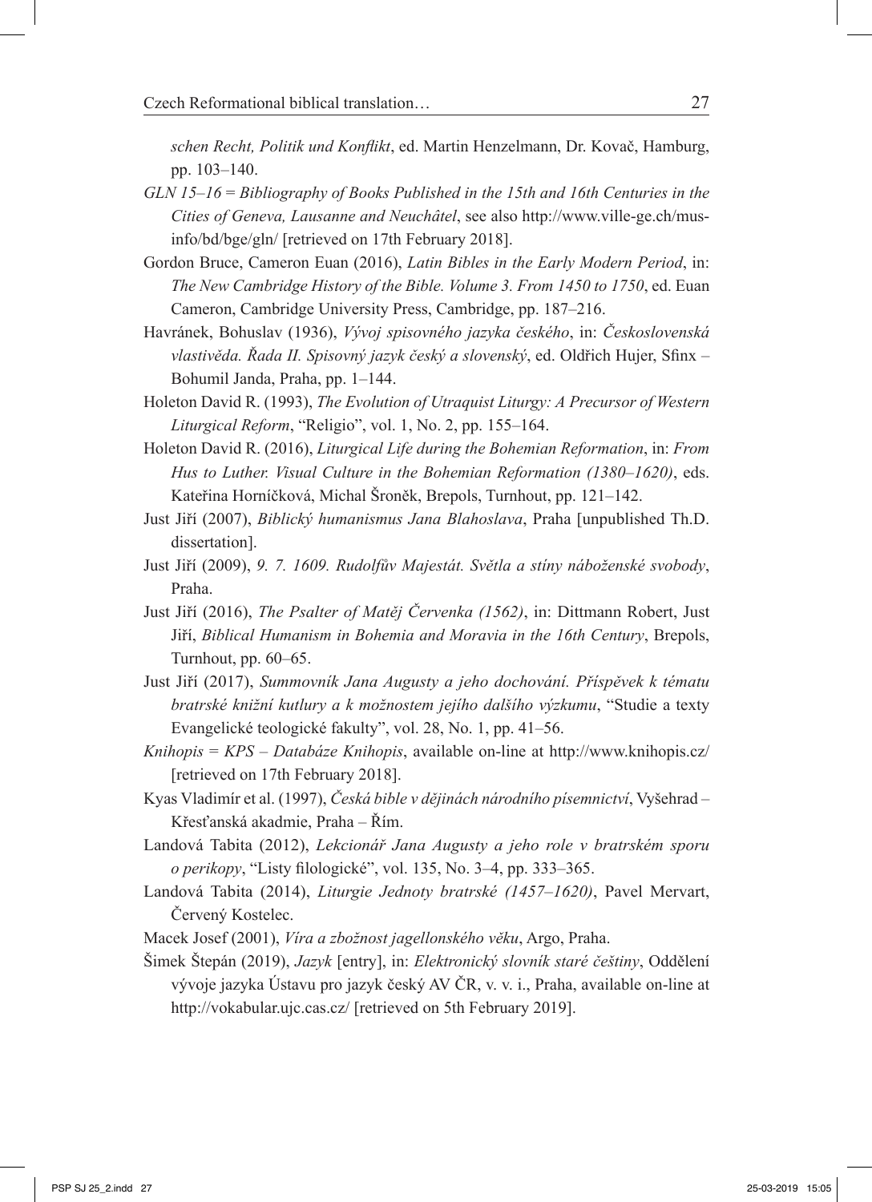*schen Recht, Politik und Konflikt*, ed. Martin Henzelmann, Dr. Kovač, Hamburg, pp. 103–140.

*GLN 15–16* = *Bibliography of Books Published in the 15th and 16th Centuries in the Cities of Geneva, Lausanne and Neuchâtel*, see also http://www.ville-ge.ch/musinfo/bd/bge/gln/ [retrieved on 17th February 2018].

Gordon Bruce, Cameron Euan (2016), *Latin Bibles in the Early Modern Period*, in: *The New Cambridge History of the Bible. Volume 3. From 1450 to 1750*, ed. Euan Cameron, Cambridge University Press, Cambridge, pp. 187–216.

Havránek, Bohuslav (1936), *Vývoj spisovného jazyka českého*, in: *Československá vlastivěda. Řada II. Spisovný jazyk český a slovenský*, ed. Oldřich Hujer, Sfinx – Bohumil Janda, Praha, pp. 1–144.

Holeton David R. (1993), *The Evolution of Utraquist Liturgy: A Precursor of Western Liturgical Reform*, "Religio", vol. 1, No. 2, pp. 155–164.

Holeton David R. (2016), *Liturgical Life during the Bohemian Reformation*, in: *From Hus to Luther. Visual Culture in the Bohemian Reformation (1380–1620)*, eds. Kateřina Horníčková, Michal Šroněk, Brepols, Turnhout, pp. 121–142.

Just Jiří (2007), *Biblický humanismus Jana Blahoslava*, Praha [unpublished Th.D. dissertation].

Just Jiří (2009), *9. 7. 1609. Rudolfův Majestát. Světla a stíny náboženské svobody*, Praha.

Just Jiří (2016), *The Psalter of Matěj Červenka (1562)*, in: Dittmann Robert, Just Jiří, *Biblical Humanism in Bohemia and Moravia in the 16th Century*, Brepols, Turnhout, pp. 60–65.

Just Jiří (2017), *Summovník Jana Augusty a jeho dochování. Příspěvek k tématu bratrské knižní kutlury a k možnostem jejího dalšího výzkumu*, "Studie a texty Evangelické teologické fakulty", vol. 28, No. 1, pp. 41–56.

*Knihopis* = *KPS – Databáze Knihopis*, available on-line at http://www.knihopis.cz/ [retrieved on 17th February 2018].

Kyas Vladimír et al. (1997), *Česká bible v dějinách národního písemnictví*, Vyšehrad – Křesťanská akadmie, Praha – Řím.

Landová Tabita (2012), *Lekcionář Jana Augusty a jeho role v bratrském sporu o perikopy*, "Listy filologické", vol. 135, No. 3–4, pp. 333–365.

Landová Tabita (2014), *Liturgie Jednoty bratrské (1457–1620)*, Pavel Mervart, Červený Kostelec.

Macek Josef (2001), *Víra a zbožnost jagellonského věku*, Argo, Praha.

Šimek Štepán (2019), *Jazyk* [entry], in: *Elektronický slovník staré češtiny*, Oddělení vývoje jazyka Ústavu pro jazyk český AV ČR, v. v. i., Praha, available on-line at http://vokabular.ujc.cas.cz/ [retrieved on 5th February 2019].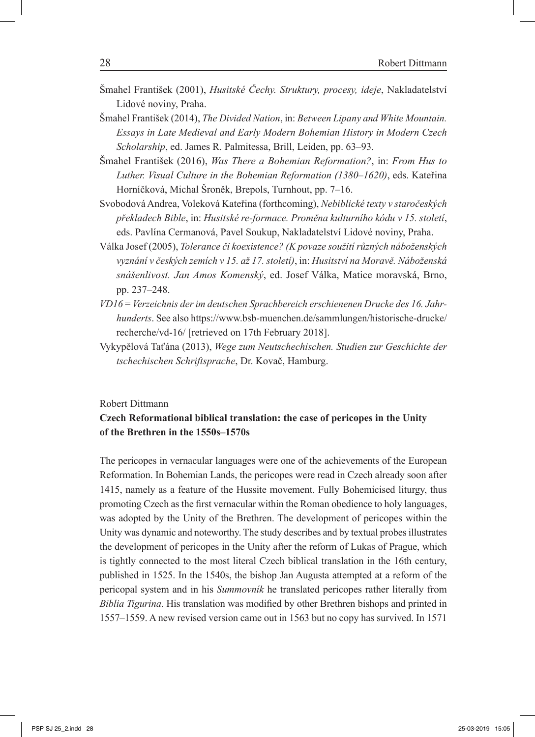Šmahel František (2001), *Husitské Čechy. Struktury, procesy, ideje*, Nakladatelství Lidové noviny, Praha.

Šmahel František (2014), *The Divided Nation*, in: *Between Lipany and White Mountain. Essays in Late Medieval and Early Modern Bohemian History in Modern Czech Scholarship*, ed. James R. Palmitessa, Brill, Leiden, pp. 63–93.

Šmahel František (2016), *Was There a Bohemian Reformation?*, in: *From Hus to Luther. Visual Culture in the Bohemian Reformation (1380–1620)*, eds. Kateřina Horníčková, Michal Šroněk, Brepols, Turnhout, pp. 7–16.

Svobodová Andrea, Voleková Kateřina (forthcoming), *Nebiblické texty v staročeských překladech Bible*, in: *Husitské re-formace. Proměna kulturního kódu v 15. století*, eds. Pavlína Cermanová, Pavel Soukup, Nakladatelství Lidové noviny, Praha.

Válka Josef (2005), *Tolerance či koexistence? (K povaze soužití různých náboženských vyznání v českých zemích v 15. až 17. století)*, in: *Husitství na Moravě. Náboženská snášenlivost. Jan Amos Komenský*, ed. Josef Válka, Matice moravská, Brno, pp. 237–248.

*VD16* = *Verzeichnis der im deutschen Sprachbereich erschienenen Drucke des 16. Jahrhunderts*. See also https://www.bsb-muenchen.de/sammlungen/historische-drucke/recherche/vd-16/ [retrieved on 17th February 2018].

Vykypělová Taťána (2013), *Wege zum Neutschechischen. Studien zur Geschichte der tschechischen Schriftsprache*, Dr. Kovač, Hamburg.

Robert Dittmann

**Czech Reformational biblical translation: the case of pericopes in the Unity of the Brethren in the 1550s–1570s**

The pericopes in vernacular languages were one of the achievements of the European Reformation. In Bohemian Lands, the pericopes were read in Czech already soon after 1415, namely as a feature of the Hussite movement. Fully Bohemicised liturgy, thus promoting Czech as the first vernacular within the Roman obedience to holy languages, was adopted by the Unity of the Brethren. The development of pericopes within the Unity was dynamic and noteworthy. The study describes and by textual probes illustrates the development of pericopes in the Unity after the reform of Lukas of Prague, which is tightly connected to the most literal Czech biblical translation in the 16th century, published in 1525. In the 1540s, the bishop Jan Augusta attempted at a reform of the pericopal system and in his *Summovník* he translated pericopes rather literally from *Biblia Tigurina*. His translation was modified by other Brethren bishops and printed in 1557–1559. A new revised version came out in 1563 but no copy has survived. In 1571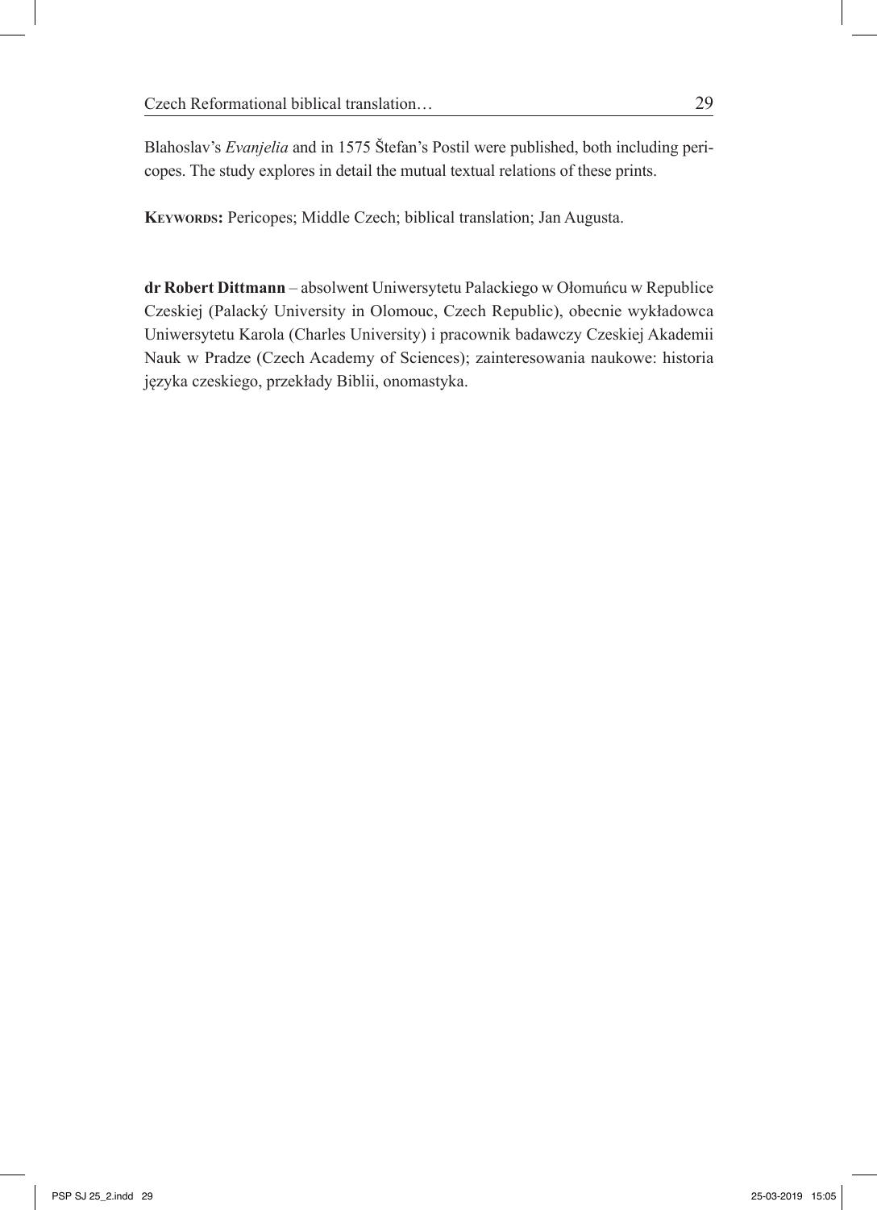Blahoslav's *Evanjelia* and in 1575 Štefan's Postil were published, both including pericopes. The study explores in detail the mutual textual relations of these prints.

**Keywords:** Pericopes; Middle Czech; biblical translation; Jan Augusta.

**dr Robert Dittmann** – absolwent Uniwersytetu Palackiego w Ołomuńcu w Republice Czeskiej (Palacký University in Olomouc, Czech Republic), obecnie wykładowca Uniwersytetu Karola (Charles University) i pracownik badawczy Czeskiej Akademii Nauk w Pradze (Czech Academy of Sciences); zainteresowania naukowe: historia języka czeskiego, przekłady Biblii, onomastyka.